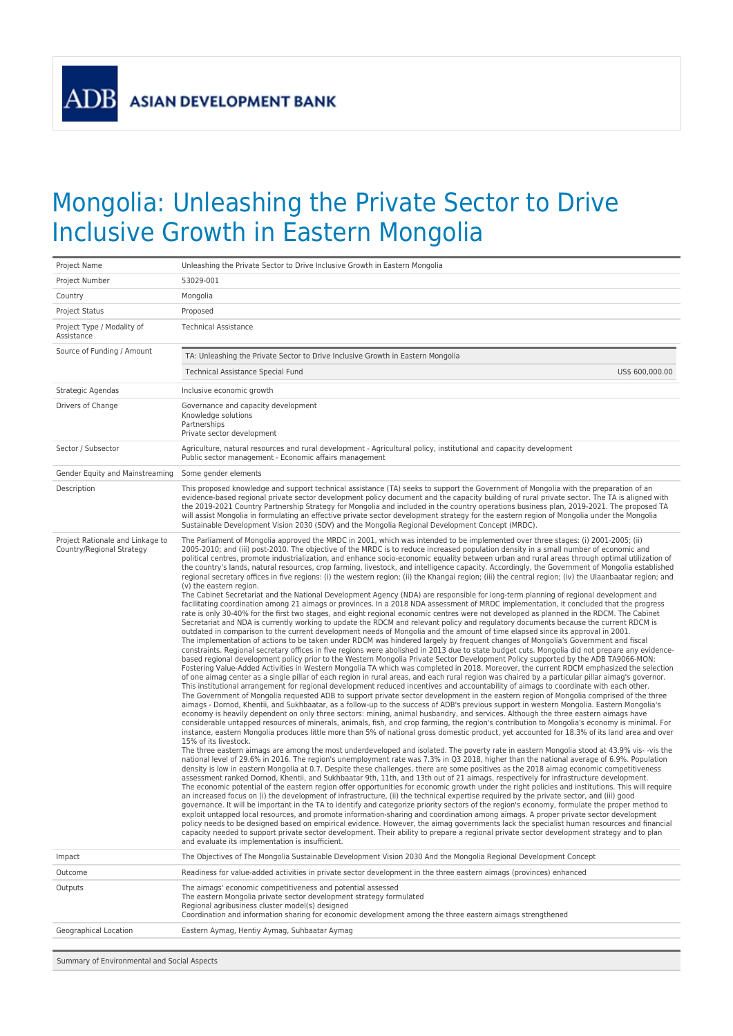ADB ASIAN DEVELOPMENT BANK

# Mongolia: Unleashing the Private Sector to Drive Inclusive Growth in Eastern Mongolia

| | |
|---|---|
| Project Name | Unleashing the Private Sector to Drive Inclusive Growth in Eastern Mongolia |
| Project Number | 53029-001 |
| Country | Mongolia |
| Project Status | Proposed |
| Project Type / Modality of Assistance | Technical Assistance |
| Source of Funding / Amount | TA: Unleashing the Private Sector to Drive Inclusive Growth in Eastern Mongolia<br>Technical Assistance Special Fund US$ 600,000.00 |
| Strategic Agendas | Inclusive economic growth |
| Drivers of Change | Governance and capacity development<br>Knowledge solutions<br>Partnerships<br>Private sector development |
| Sector / Subsector | Agriculture, natural resources and rural development - Agricultural policy, institutional and capacity development<br>Public sector management - Economic affairs management |
| Gender Equity and Mainstreaming | Some gender elements |
| Description | This proposed knowledge and support technical assistance (TA) seeks to support the Government of Mongolia with the preparation of an evidence-based regional private sector development policy document and the capacity building of rural private sector. The TA is aligned with the 2019-2021 Country Partnership Strategy for Mongolia and included in the country operations business plan, 2019-2021. The proposed TA will assist Mongolia in formulating an effective private sector development strategy for the eastern region of Mongolia under the Mongolia Sustainable Development Vision 2030 (SDV) and the Mongolia Regional Development Concept (MRDC). |
| Project Rationale and Linkage to Country/Regional Strategy | The Parliament of Mongolia approved the MRDC in 2001, which was intended to be implemented over three stages: (i) 2001-2005; (ii) 2005-2010; and (iii) post-2010. The objective of the MRDC is to reduce increased population density in a small number of economic and political centres, promote industrialization, and enhance socio-economic equality between urban and rural areas through optimal utilization of the country's lands, natural resources, crop farming, livestock, and intelligence capacity. Accordingly, the Government of Mongolia established regional secretary offices in five regions: (i) the western region; (ii) the Khangai region; (iii) the central region; (iv) the Ulaanbaatar region; and (v) the eastern region.<br>The Cabinet Secretariat and the National Development Agency (NDA) are responsible for long-term planning of regional development and facilitating coordination among 21 aimags or provinces. In a 2018 NDA assessment of MRDC implementation, it concluded that the progress rate is only 30-40% for the first two stages, and eight regional economic centres were not developed as planned in the RDCM. The Cabinet Secretariat and NDA is currently working to update the RDCM and relevant policy and regulatory documents because the current RDCM is outdated in comparison to the current development needs of Mongolia and the amount of time elapsed since its approval in 2001.<br>The implementation of actions to be taken under RDCM was hindered largely by frequent changes of Mongolia's Government and fiscal constraints. Regional secretary offices in five regions were abolished in 2013 due to state budget cuts. Mongolia did not prepare any evidence-based regional development policy prior to the Western Mongolia Private Sector Development Policy supported by the ADB TA9066-MON: Fostering Value-Added Activities in Western Mongolia TA which was completed in 2018. Moreover, the current RDCM emphasized the selection of one aimag center as a single pillar of each region in rural areas, and each rural region was chaired by a particular pillar aimag's governor. This institutional arrangement for regional development reduced incentives and accountability of aimags to coordinate with each other.<br>The Government of Mongolia requested ADB to support private sector development in the eastern region of Mongolia comprised of the three aimags - Dornod, Khentii, and Sukhbaatar, as a follow-up to the success of ADB's previous support in western Mongolia. Eastern Mongolia's economy is heavily dependent on only three sectors: mining, animal husbandry, and services. Although the three eastern aimags have considerable untapped resources of minerals, animals, fish, and crop farming, the region's contribution to Mongolia's economy is minimal. For instance, eastern Mongolia produces little more than 5% of national gross domestic product, yet accounted for 18.3% of its land area and over 15% of its livestock.<br>The three eastern aimags are among the most underdeveloped and isolated. The poverty rate in eastern Mongolia stood at 43.9% vis- -vis the national level of 29.6% in 2016. The region's unemployment rate was 7.3% in Q3 2018, higher than the national average of 6.9%. Population density is low in eastern Mongolia at 0.7. Despite these challenges, there are some positives as the 2018 aimag economic competitiveness assessment ranked Dornod, Khentii, and Sukhbaatar 9th, 11th, and 13th out of 21 aimags, respectively for infrastructure development.<br>The economic potential of the eastern region offer opportunities for economic growth under the right policies and institutions. This will require an increased focus on (i) the development of infrastructure, (ii) the technical expertise required by the private sector, and (iii) good governance. It will be important in the TA to identify and categorize priority sectors of the region's economy, formulate the proper method to exploit untapped local resources, and promote information-sharing and coordination among aimags. A proper private sector development policy needs to be designed based on empirical evidence. However, the aimag governments lack the specialist human resources and financial capacity needed to support private sector development. Their ability to prepare a regional private sector development strategy and to plan and evaluate its implementation is insufficient. |
| Impact | The Objectives of The Mongolia Sustainable Development Vision 2030 And the Mongolia Regional Development Concept |
| Outcome | Readiness for value-added activities in private sector development in the three eastern aimags (provinces) enhanced |
| Outputs | The aimags' economic competitiveness and potential assessed<br>The eastern Mongolia private sector development strategy formulated<br>Regional agribusiness cluster model(s) designed<br>Coordination and information sharing for economic development among the three eastern aimags strengthened |
| Geographical Location | Eastern Aymag, Hentiy Aymag, Suhbaatar Aymag |

Summary of Environmental and Social Aspects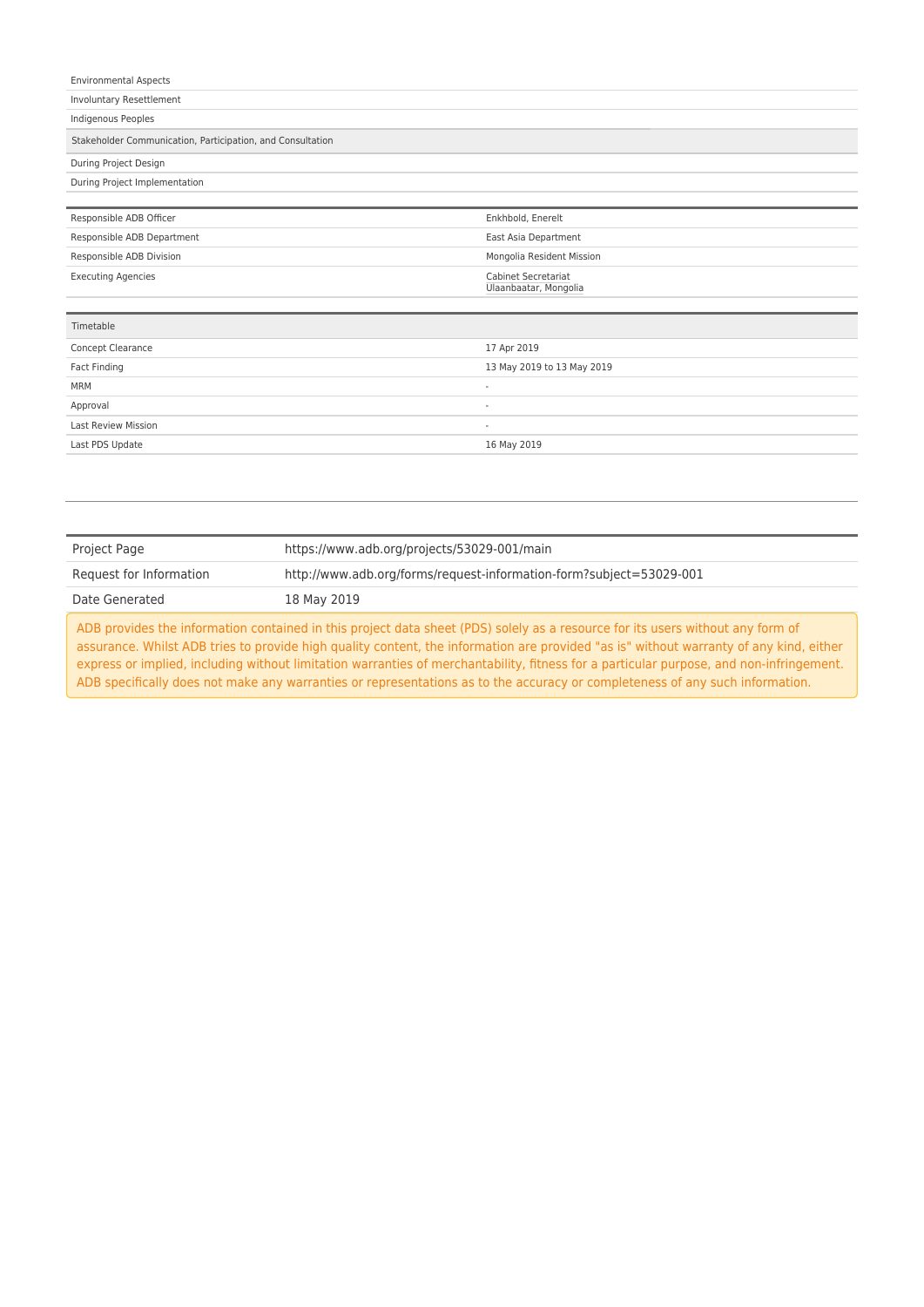| | |
|---|---|
| Environmental Aspects | |
| Involuntary Resettlement | |
| Indigenous Peoples | |
| **Stakeholder Communication, Participation, and Consultation** | |
| During Project Design | |
| During Project Implementation | |

| | |
|---|---|
| Responsible ADB Officer | Enkhbold, Enerelt |
| Responsible ADB Department | East Asia Department |
| Responsible ADB Division | Mongolia Resident Mission |
| Executing Agencies | Cabinet Secretariat<br>Ulaanbaatar, Mongolia |

| Timetable | |
|---|---|
| Concept Clearance | 17 Apr 2019 |
| Fact Finding | 13 May 2019 to 13 May 2019 |
| MRM | - |
| Approval | - |
| Last Review Mission | - |
| Last PDS Update | 16 May 2019 |

| | |
|---|---|
| Project Page | https://www.adb.org/projects/53029-001/main |
| Request for Information | http://www.adb.org/forms/request-information-form?subject=53029-001 |
| Date Generated | 18 May 2019 |

ADB provides the information contained in this project data sheet (PDS) solely as a resource for its users without any form of assurance. Whilst ADB tries to provide high quality content, the information are provided "as is" without warranty of any kind, either express or implied, including without limitation warranties of merchantability, fitness for a particular purpose, and non-infringement. ADB specifically does not make any warranties or representations as to the accuracy or completeness of any such information.